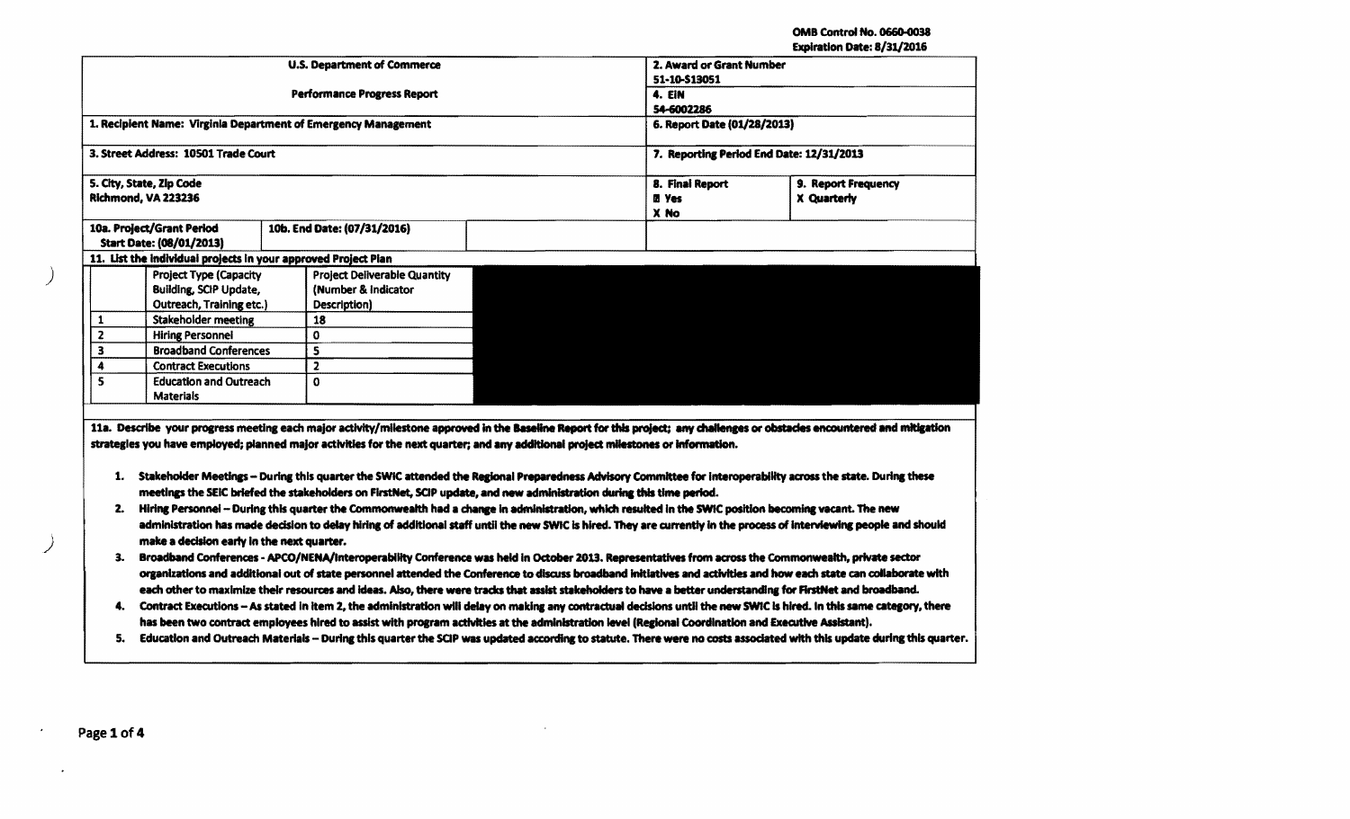OMB Control No. 0660-0038
Expiration Date: 8/31/2016

| U.S. Department of Commerce<br>Performance Progress Report | 2. Award or Grant Number<br>51-10-S13051 | |
|---|---|---|
| | 4. EIN<br>54-6002286 | |
| 1. Recipient Name: Virginia Department of Emergency Management | 6. Report Date (01/28/2013) | |
| 3. Street Address: 10501 Trade Court | 7. Reporting Period End Date: 12/31/2013 | |
| 5. City, State, Zip Code<br>Richmond, VA 223236 | 8. Final Report<br>☒ Yes<br>X No | 9. Report Frequency<br>X Quarterly |
| 10a. Project/Grant Period<br>Start Date: (08/01/2013) 10b. End Date: (07/31/2016) | | |

11. List the individual projects in your approved Project Plan

| | Project Type (Capacity Building, SCIP Update, Outreach, Training etc.) | Project Deliverable Quantity (Number & Indicator Description) |
|---|---|---|
| 1 | Stakeholder meeting | 18 |
| 2 | Hiring Personnel | 0 |
| 3 | Broadband Conferences | 5 |
| 4 | Contract Executions | 2 |
| 5 | Education and Outreach Materials | 0 |

**11a. Describe your progress meeting each major activity/milestone approved in the Baseline Report for this project; any challenges or obstacles encountered and mitigation strategies you have employed; planned major activities for the next quarter; and any additional project milestones or information.**

1. Stakeholder Meetings – During this quarter the SWIC attended the Regional Preparedness Advisory Committee for Interoperability across the state. During these meetings the SEIC briefed the stakeholders on FirstNet, SCIP update, and new administration during this time period.
2. Hiring Personnel – During this quarter the Commonwealth had a change in administration, which resulted in the SWIC position becoming vacant. The new administration has made decision to delay hiring of additional staff until the new SWIC is hired. They are currently in the process of interviewing people and should make a decision early in the next quarter.
3. Broadband Conferences - APCO/NENA/Interoperability Conference was held in October 2013. Representatives from across the Commonwealth, private sector organizations and additional out of state personnel attended the Conference to discuss broadband initiatives and activities and how each state can collaborate with each other to maximize their resources and ideas. Also, there were tracks that assist stakeholders to have a better understanding for FirstNet and broadband.
4. Contract Executions – As stated in item 2, the administration will delay on making any contractual decisions until the new SWIC is hired. In this same category, there has been two contract employees hired to assist with program activities at the administration level (Regional Coordination and Executive Assistant).
5. Education and Outreach Materials – During this quarter the SCIP was updated according to statute. There were no costs associated with this update during this quarter.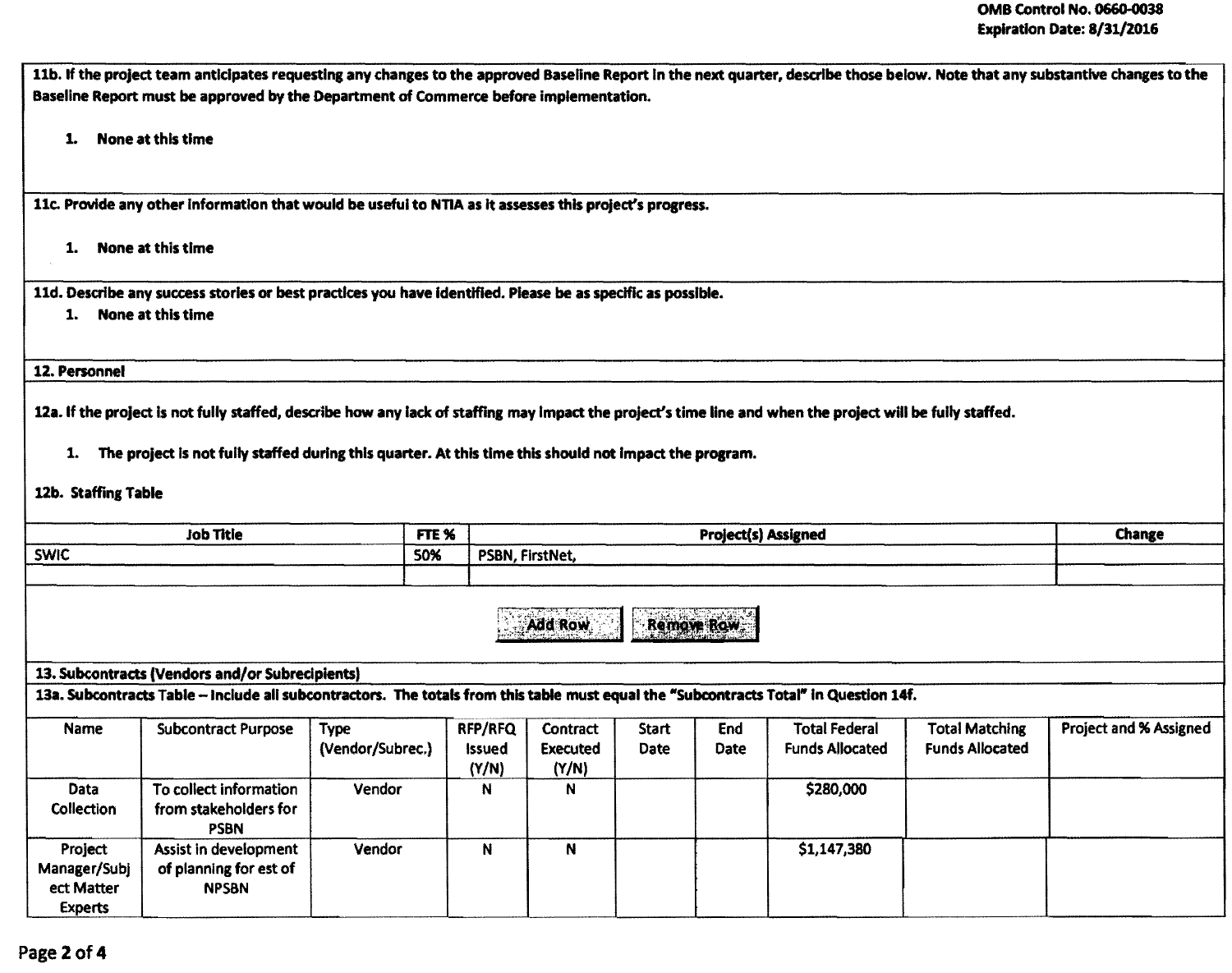**11b. If the project team anticipates requesting any changes to the approved Baseline Report in the next quarter, describe those below. Note that any substantive changes to the Baseline Report must be approved by the Department of Commerce before implementation.**

1. **None at this time**

**11c. Provide any other information that would be useful to NTIA as it assesses this project's progress.**

1. **None at this time**

**11d. Describe any success stories or best practices you have identified. Please be as specific as possible.**

1. **None at this time**

## 12. Personnel

**12a. If the project is not fully staffed, describe how any lack of staffing may impact the project's time line and when the project will be fully staffed.**

1. **The project is not fully staffed during this quarter. At this time this should not impact the program.**

**12b. Staffing Table**

| Job Title | FTE % | Project(s) Assigned | Change |
|---|---|---|---|
| SWIC | 50% | PSBN, FirstNet, | |
| | | | |

## 13. Subcontracts (Vendors and/or Subrecipients)

**13a. Subcontracts Table – Include all subcontractors. The totals from this table must equal the "Subcontracts Total" in Question 14f.**

| Name | Subcontract Purpose | Type (Vendor/Subrec.) | RFP/RFQ Issued (Y/N) | Contract Executed (Y/N) | Start Date | End Date | Total Federal Funds Allocated | Total Matching Funds Allocated | Project and % Assigned |
|---|---|---|---|---|---|---|---|---|---|
| Data Collection | To collect information from stakeholders for PSBN | Vendor | N | N | | | $280,000 | | |
| Project Manager/Subject Matter Experts | Assist in development of planning for est of NPSBN | Vendor | N | N | | | $1,147,380 | | |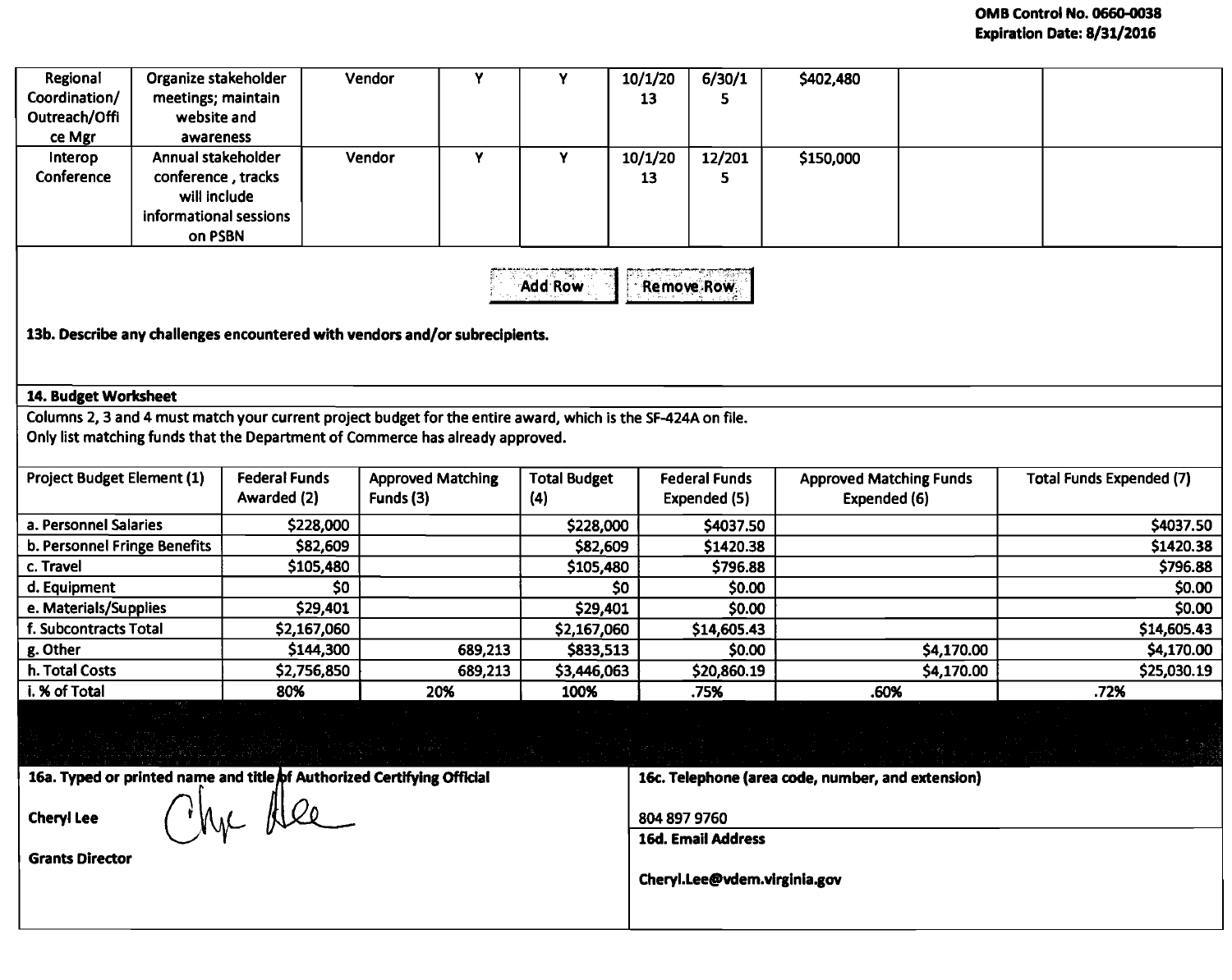| Regional Coordination/ Outreach/Office Mgr | Organize stakeholder meetings; maintain website and awareness | Vendor | Y | Y | 10/1/2013 | 6/30/15 | $402,480 | | |
|---|---|---|---|---|---|---|---|---|---|
| Interop Conference | Annual stakeholder conference , tracks will include informational sessions on PSBN | Vendor | Y | Y | 10/1/2013 | 12/2015 | $150,000 | | |

Add Row | Remove Row

**13b. Describe any challenges encountered with vendors and/or subrecipients.**

**14. Budget Worksheet**

Columns 2, 3 and 4 must match your current project budget for the entire award, which is the SF-424A on file.
Only list matching funds that the Department of Commerce has already approved.

| Project Budget Element (1) | Federal Funds Awarded (2) | Approved Matching Funds (3) | Total Budget (4) | Federal Funds Expended (5) | Approved Matching Funds Expended (6) | Total Funds Expended (7) |
|---|---|---|---|---|---|---|
| a. Personnel Salaries | $228,000 | | $228,000 | $4037.50 | | $4037.50 |
| b. Personnel Fringe Benefits | $82,609 | | $82,609 | $1420.38 | | $1420.38 |
| c. Travel | $105,480 | | $105,480 | $796.88 | | $796.88 |
| d. Equipment | $0 | | $0 | $0.00 | | $0.00 |
| e. Materials/Supplies | $29,401 | | $29,401 | $0.00 | | $0.00 |
| f. Subcontracts Total | $2,167,060 | | $2,167,060 | $14,605.43 | | $14,605.43 |
| g. Other | $144,300 | 689,213 | $833,513 | $0.00 | $4,170.00 | $4,170.00 |
| h. Total Costs | $2,756,850 | 689,213 | $3,446,063 | $20,860.19 | $4,170.00 | $25,030.19 |
| i. % of Total | 80% | 20% | 100% | .75% | .60% | .72% |

| 16a. Typed or printed name and title of Authorized Certifying Official | 16c. Telephone (area code, number, and extension) |
|---|---|
| Cheryl Lee<br>Grants Director | 804 897 9760 |
| | **16d. Email Address**<br>Cheryl.Lee@vdem.virginia.gov |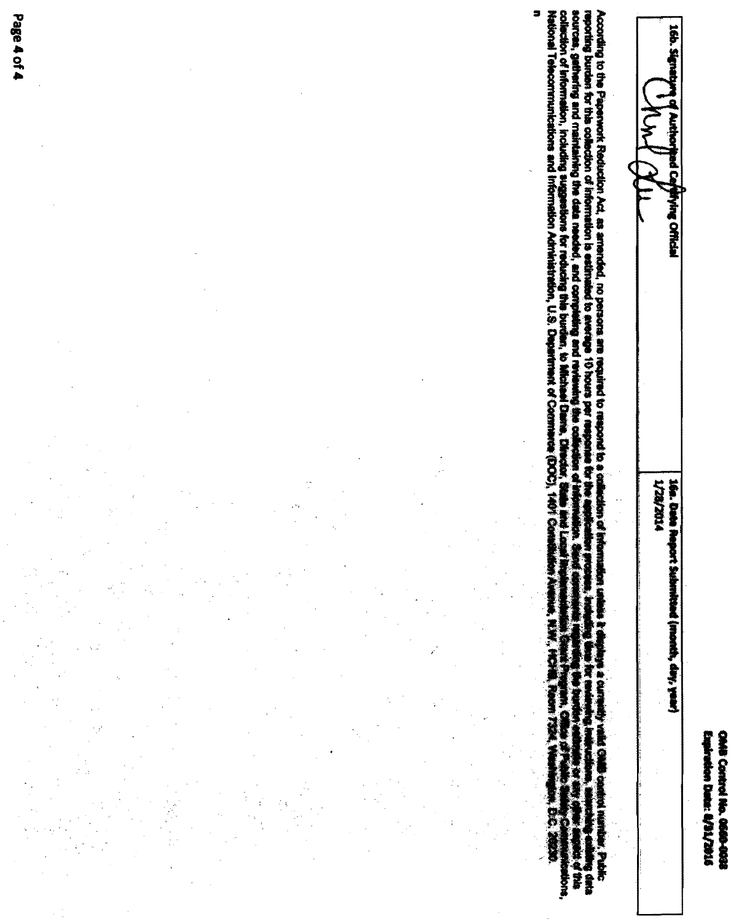OMB Control No. 0660-0038
Expiration Date: 8/31/2016

| 16b. Signature of Authorized Certifying Official | 16c. Date Report Submitted (month, day, year) 1/28/2014 |
|---|---|

According to the Paperwork Reduction Act, as amended, no persons are required to respond to a collection of information unless it displays a currently valid OMB control number. Public reporting burden for this collection of information is estimated to average 10 hours per response for the application process, including time for reviewing instructions, searching existing data sources, gathering and maintaining the data needed, and completing and reviewing the collection of information. Send comments regarding the burden estimate or any other aspect of this collection of information, including suggestions for reducing this burden, to Michael Dame, Director, State and Local Implementation Grant Program, Office of Public Safety Communications, National Telecommunications and Information Administration, U.S. Department of Commerce (DOC), 1401 Constitution Avenue, N.W., HCHB, Room 7324, Washington, D.C. 20230.